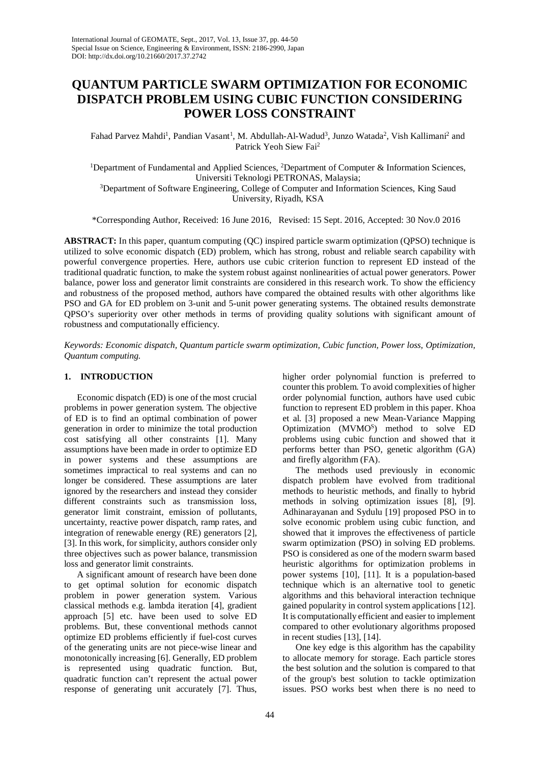# QUANTUM PARTICLE SWARM OPTIMIZATION FOR ECONOMIC DISPATCH PROBLEM USING CUBIC FUNCTION CONSIDERING POWER LOSS CONSTRAINT

Fahad Parvez Mahdi[1], Pandian Vasant[1], M. Abdullah-Al-Wadud[3], Junzo Watada[2], Vish Kallimani[2] and Patrick Yeoh Siew Fai[2]

[1]Department of Fundamental and Applied Sciences, [2]Department of Computer & Information Sciences, Universiti Teknologi PETRONAS, Malaysia;
[3]Department of Software Engineering, College of Computer and Information Sciences, King Saud University, Riyadh, KSA

*Corresponding Author, Received: 16 June 2016, Revised: 15 Sept. 2016, Accepted: 30 Nov.0 2016

**ABSTRACT:** In this paper, quantum computing (QC) inspired particle swarm optimization (QPSO) technique is utilized to solve economic dispatch (ED) problem, which has strong, robust and reliable search capability with powerful convergence properties. Here, authors use cubic criterion function to represent ED instead of the traditional quadratic function, to make the system robust against nonlinearities of actual power generators. Power balance, power loss and generator limit constraints are considered in this research work. To show the efficiency and robustness of the proposed method, authors have compared the obtained results with other algorithms like PSO and GA for ED problem on 3-unit and 5-unit power generating systems. The obtained results demonstrate QPSO's superiority over other methods in terms of providing quality solutions with significant amount of robustness and computationally efficiency.

*Keywords: Economic dispatch, Quantum particle swarm optimization, Cubic function, Power loss, Optimization, Quantum computing.*

## 1. INTRODUCTION

Economic dispatch (ED) is one of the most crucial problems in power generation system. The objective of ED is to find an optimal combination of power generation in order to minimize the total production cost satisfying all other constraints [1]. Many assumptions have been made in order to optimize ED in power systems and these assumptions are sometimes impractical to real systems and can no longer be considered. These assumptions are later ignored by the researchers and instead they consider different constraints such as transmission loss, generator limit constraint, emission of pollutants, uncertainty, reactive power dispatch, ramp rates, and integration of renewable energy (RE) generators [2], [3]. In this work, for simplicity, authors consider only three objectives such as power balance, transmission loss and generator limit constraints.

A significant amount of research have been done to get optimal solution for economic dispatch problem in power generation system. Various classical methods e.g. lambda iteration [4], gradient approach [5] etc. have been used to solve ED problems. But, these conventional methods cannot optimize ED problems efficiently if fuel-cost curves of the generating units are not piece-wise linear and monotonically increasing [6]. Generally, ED problem is represented using quadratic function. But, quadratic function can't represent the actual power response of generating unit accurately [7]. Thus, higher order polynomial function is preferred to counter this problem. To avoid complexities of higher order polynomial function, authors have used cubic function to represent ED problem in this paper. Khoa et al. [3] proposed a new Mean-Variance Mapping Optimization ($MVMO^S$) method to solve ED problems using cubic function and showed that it performs better than PSO, genetic algorithm (GA) and firefly algorithm (FA).

The methods used previously in economic dispatch problem have evolved from traditional methods to heuristic methods, and finally to hybrid methods in solving optimization issues [8], [9]. Adhinarayanan and Sydulu [19] proposed PSO in to solve economic problem using cubic function, and showed that it improves the effectiveness of particle swarm optimization (PSO) in solving ED problems. PSO is considered as one of the modern swarm based heuristic algorithms for optimization problems in power systems [10], [11]. It is a population-based technique which is an alternative tool to genetic algorithms and this behavioral interaction technique gained popularity in control system applications [12]. It is computationally efficient and easier to implement compared to other evolutionary algorithms proposed in recent studies [13], [14].

One key edge is this algorithm has the capability to allocate memory for storage. Each particle stores the best solution and the solution is compared to that of the group's best solution to tackle optimization issues. PSO works best when there is no need to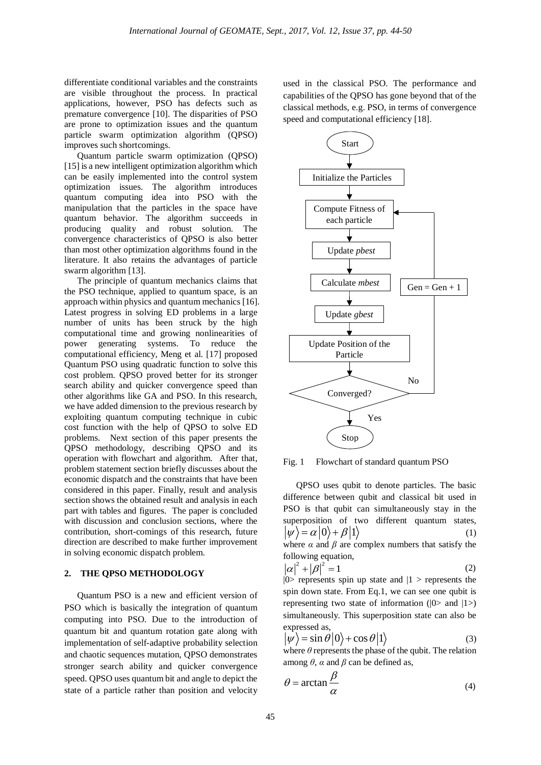differentiate conditional variables and the constraints are visible throughout the process. In practical applications, however, PSO has defects such as premature convergence [10]. The disparities of PSO are prone to optimization issues and the quantum particle swarm optimization algorithm (QPSO) improves such shortcomings.

Quantum particle swarm optimization (QPSO) [15] is a new intelligent optimization algorithm which can be easily implemented into the control system optimization issues. The algorithm introduces quantum computing idea into PSO with the manipulation that the particles in the space have quantum behavior. The algorithm succeeds in producing quality and robust solution. The convergence characteristics of QPSO is also better than most other optimization algorithms found in the literature. It also retains the advantages of particle swarm algorithm [13].

The principle of quantum mechanics claims that the PSO technique, applied to quantum space, is an approach within physics and quantum mechanics [16]. Latest progress in solving ED problems in a large number of units has been struck by the high computational time and growing nonlinearities of power generating systems. To reduce the computational efficiency, Meng et al. [17] proposed Quantum PSO using quadratic function to solve this cost problem. QPSO proved better for its stronger search ability and quicker convergence speed than other algorithms like GA and PSO. In this research, we have added dimension to the previous research by exploiting quantum computing technique in cubic cost function with the help of QPSO to solve ED problems. Next section of this paper presents the QPSO methodology, describing QPSO and its operation with flowchart and algorithm. After that, problem statement section briefly discusses about the economic dispatch and the constraints that have been considered in this paper. Finally, result and analysis section shows the obtained result and analysis in each part with tables and figures. The paper is concluded with discussion and conclusion sections, where the contribution, short-comings of this research, future direction are described to make further improvement in solving economic dispatch problem.

## 2. THE QPSO METHODOLOGY

Quantum PSO is a new and efficient version of PSO which is basically the integration of quantum computing into PSO. Due to the introduction of quantum bit and quantum rotation gate along with implementation of self-adaptive probability selection and chaotic sequences mutation, QPSO demonstrates stronger search ability and quicker convergence speed. QPSO uses quantum bit and angle to depict the state of a particle rather than position and velocity used in the classical PSO. The performance and capabilities of the QPSO has gone beyond that of the classical methods, e.g. PSO, in terms of convergence speed and computational efficiency [18].

```
Start
  ↓
Initialize the Particles
  ↓
Compute Fitness of each particle  ←──────────┐
  ↓                                          │
Update pbest                                 │
  ↓                                          │
Calculate mbest                        Gen = Gen + 1
  ↓                                          │
Update gbest                                 │
  ↓                                          │
Update Position of the Particle              │
  ↓                                          │
Converged? ── No ────────────────────────────┘
  ↓ Yes
Stop
```

Fig. 1 Flowchart of standard quantum PSO

QPSO uses qubit to denote particles. The basic difference between qubit and classical bit used in PSO is that qubit can simultaneously stay in the superposition of two different quantum states,

$$|\psi\rangle = \alpha|0\rangle + \beta|1\rangle \tag{1}$$

where $\alpha$ and $\beta$ are complex numbers that satisfy the following equation,

$$|\alpha|^2 + |\beta|^2 = 1 \tag{2}$$

$|0\rangle$ represents spin up state and $|1\rangle$ represents the spin down state. From Eq.1, we can see one qubit is representing two state of information ($|0\rangle$ and $|1\rangle$) simultaneously. This superposition state can also be expressed as,

$$|\psi\rangle = \sin\theta|0\rangle + \cos\theta|1\rangle \tag{3}$$

where $\theta$ represents the phase of the qubit. The relation among $\theta$, $\alpha$ and $\beta$ can be defined as,

$$\theta = \arctan\frac{\beta}{\alpha} \tag{4}$$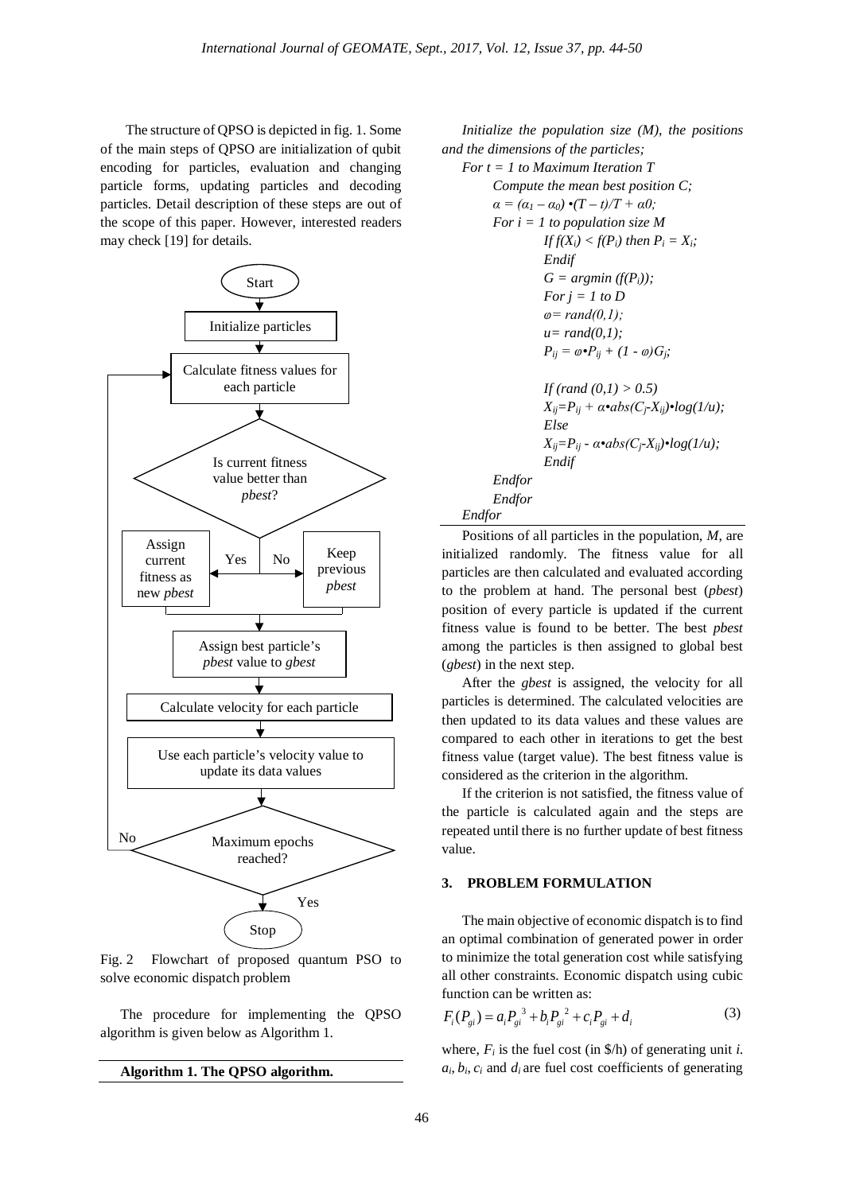The structure of QPSO is depicted in fig. 1. Some of the main steps of QPSO are initialization of qubit encoding for particles, evaluation and changing particle forms, updating particles and decoding particles. Detail description of these steps are out of the scope of this paper. However, interested readers may check [19] for details.

Fig. 2 Flowchart of proposed quantum PSO to solve economic dispatch problem

The procedure for implementing the QPSO algorithm is given below as Algorithm 1.

**Algorithm 1. The QPSO algorithm.**

```
Initialize the population size (M), the positions and the dimensions of the particles;
For t = 1 to Maximum Iteration T
    Compute the mean best position C;
    α = (α1 – α0) •(T – t)/T + α0;
    For i = 1 to population size M
        If f(Xi) < f(Pi) then Pi = Xi;
        Endif
        G = argmin (f(Pi));
        For j = 1 to D
        φ= rand(0,1);
        u= rand(0,1);
        Pij = φ•Pij + (1 - φ)Gj;

        If (rand (0,1) > 0.5)
        Xij=Pij + α•abs(Cj-Xij)•log(1/u);
        Else
        Xij=Pij - α•abs(Cj-Xij)•log(1/u);
        Endif
    Endfor
    Endfor
Endfor
```

Positions of all particles in the population, $M$, are initialized randomly. The fitness value for all particles are then calculated and evaluated according to the problem at hand. The personal best (*pbest*) position of every particle is updated if the current fitness value is found to be better. The best *pbest* among the particles is then assigned to global best (*gbest*) in the next step.

After the *gbest* is assigned, the velocity for all particles is determined. The calculated velocities are then updated to its data values and these values are compared to each other in iterations to get the best fitness value (target value). The best fitness value is considered as the criterion in the algorithm.

If the criterion is not satisfied, the fitness value of the particle is calculated again and the steps are repeated until there is no further update of best fitness value.

## 3. PROBLEM FORMULATION

The main objective of economic dispatch is to find an optimal combination of generated power in order to minimize the total generation cost while satisfying all other constraints. Economic dispatch using cubic function can be written as:

$$F_i(P_{gi}) = a_i P_{gi}^{\ 3} + b_i P_{gi}^{\ 2} + c_i P_{gi} + d_i \tag{3}$$

where, $F_i$ is the fuel cost (in \$/h) of generating unit $i$. $a_i$, $b_i$, $c_i$ and $d_i$ are fuel cost coefficients of generating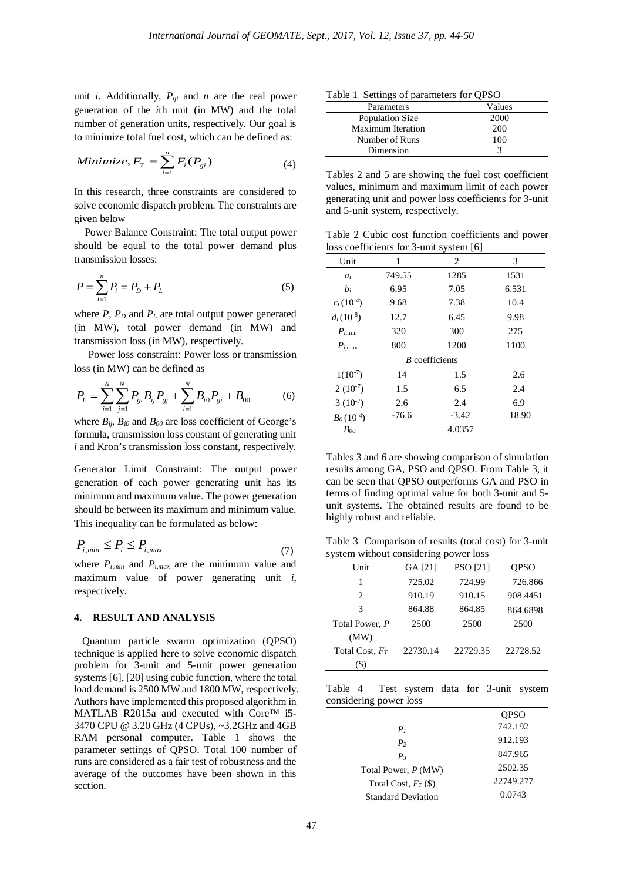unit *i*. Additionally, $P_{gi}$ and $n$ are the real power generation of the *i*th unit (in MW) and the total number of generation units, respectively. Our goal is to minimize total fuel cost, which can be defined as:

$$Minimize, F_T = \sum_{i=1}^{n} F_i(P_{gi}) \tag{4}$$

In this research, three constraints are considered to solve economic dispatch problem. The constraints are given below

Power Balance Constraint: The total output power should be equal to the total power demand plus transmission losses:

$$P = \sum_{i=1}^{n} P_i = P_D + P_L \tag{5}$$

where $P$, $P_D$ and $P_L$ are total output power generated (in MW), total power demand (in MW) and transmission loss (in MW), respectively.

Power loss constraint: Power loss or transmission loss (in MW) can be defined as

$$P_L = \sum_{i=1}^{N}\sum_{j=1}^{N} P_{gi} B_{ij} P_{gj} + \sum_{i=1}^{N} B_{i0} P_{gi} + B_{00} \tag{6}$$

where $B_{ij}$, $B_{i0}$ and $B_{00}$ are loss coefficient of George's formula, transmission loss constant of generating unit *i* and Kron's transmission loss constant, respectively.

Generator Limit Constraint: The output power generation of each power generating unit has its minimum and maximum value. The power generation should be between its maximum and minimum value. This inequality can be formulated as below:

$$P_{i,min} \leq P_i \leq P_{i,max} \tag{7}$$

where $P_{i,min}$ and $P_{i,max}$ are the minimum value and maximum value of power generating unit *i*, respectively.

## 4. RESULT AND ANALYSIS

Quantum particle swarm optimization (QPSO) technique is applied here to solve economic dispatch problem for 3-unit and 5-unit power generation systems [6], [20] using cubic function, where the total load demand is 2500 MW and 1800 MW, respectively. Authors have implemented this proposed algorithm in MATLAB R2015a and executed with Core™ i5-3470 CPU @ 3.20 GHz (4 CPUs), ~3.2GHz and 4GB RAM personal computer. Table 1 shows the parameter settings of QPSO. Total 100 number of runs are considered as a fair test of robustness and the average of the outcomes have been shown in this section.

Table 1 Settings of parameters for QPSO

| Parameters | Values |
|---|---|
| Population Size | 2000 |
| Maximum Iteration | 200 |
| Number of Runs | 100 |
| Dimension | 3 |

Tables 2 and 5 are showing the fuel cost coefficient values, minimum and maximum limit of each power generating unit and power loss coefficients for 3-unit and 5-unit system, respectively.

Table 2 Cubic cost function coefficients and power loss coefficients for 3-unit system [6]

| Unit | 1 | 2 | 3 |
|---|---|---|---|
| $a_i$ | 749.55 | 1285 | 1531 |
| $b_i$ | 6.95 | 7.05 | 6.531 |
| $c_i\,(10^{-4})$ | 9.68 | 7.38 | 10.4 |
| $d_i\,(10^{-8})$ | 12.7 | 6.45 | 9.98 |
| $P_{i,\min}$ | 320 | 300 | 275 |
| $P_{i,\max}$ | 800 | 1200 | 1100 |
| | | *B* coefficients | |
| $1(10^{-7})$ | 14 | 1.5 | 2.6 |
| $2\,(10^{-7})$ | 1.5 | 6.5 | 2.4 |
| $3\,(10^{-7})$ | 2.6 | 2.4 | 6.9 |
| $B_0\,(10^{-4})$ | -76.6 | -3.42 | 18.90 |
| $B_{00}$ | | 4.0357 | |

Tables 3 and 6 are showing comparison of simulation results among GA, PSO and QPSO. From Table 3, it can be seen that QPSO outperforms GA and PSO in terms of finding optimal value for both 3-unit and 5-unit systems. The obtained results are found to be highly robust and reliable.

Table 3 Comparison of results (total cost) for 3-unit system without considering power loss

| Unit | GA [21] | PSO [21] | QPSO |
|---|---|---|---|
| 1 | 725.02 | 724.99 | 726.866 |
| 2 | 910.19 | 910.15 | 908.4451 |
| 3 | 864.88 | 864.85 | 864.6898 |
| Total Power, $P$ (MW) | 2500 | 2500 | 2500 |
| Total Cost, $F_T$ ($) | 22730.14 | 22729.35 | 22728.52 |

Table 4 Test system data for 3-unit system considering power loss

| | QPSO |
|---|---|
| $P_1$ | 742.192 |
| $P_2$ | 912.193 |
| $P_3$ | 847.965 |
| Total Power, $P$ (MW) | 2502.35 |
| Total Cost, $F_T$ ($) | 22749.277 |
| Standard Deviation | 0.0743 |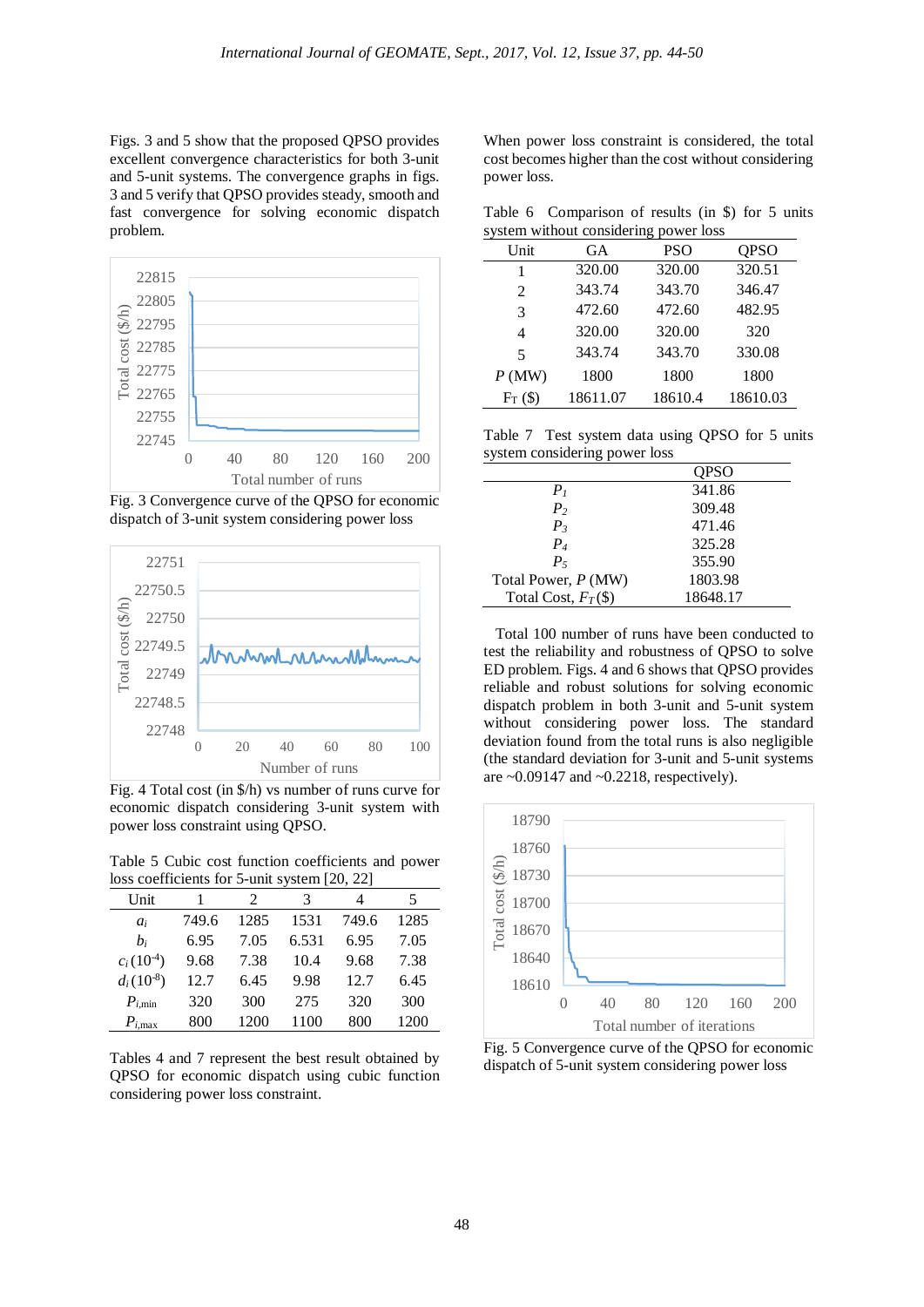Figs. 3 and 5 show that the proposed QPSO provides excellent convergence characteristics for both 3-unit and 5-unit systems. The convergence graphs in figs. 3 and 5 verify that QPSO provides steady, smooth and fast convergence for solving economic dispatch problem.

Fig. 3 Convergence curve of the QPSO for economic dispatch of 3-unit system considering power loss

Fig. 4 Total cost (in $/h) vs number of runs curve for economic dispatch considering 3-unit system with power loss constraint using QPSO.

Table 5 Cubic cost function coefficients and power loss coefficients for 5-unit system [20, 22]

| Unit | 1 | 2 | 3 | 4 | 5 |
|---|---|---|---|---|---|
| $a_i$ | 749.6 | 1285 | 1531 | 749.6 | 1285 |
| $b_i$ | 6.95 | 7.05 | 6.531 | 6.95 | 7.05 |
| $c_i\,(10^{-4})$ | 9.68 | 7.38 | 10.4 | 9.68 | 7.38 |
| $d_i\,(10^{-8})$ | 12.7 | 6.45 | 9.98 | 12.7 | 6.45 |
| $P_{i,\min}$ | 320 | 300 | 275 | 320 | 300 |
| $P_{i,\max}$ | 800 | 1200 | 1100 | 800 | 1200 |

Tables 4 and 7 represent the best result obtained by QPSO for economic dispatch using cubic function considering power loss constraint.

When power loss constraint is considered, the total cost becomes higher than the cost without considering power loss.

Table 6 Comparison of results (in $) for 5 units system without considering power loss

| Unit | GA | PSO | QPSO |
|---|---|---|---|
| 1 | 320.00 | 320.00 | 320.51 |
| 2 | 343.74 | 343.70 | 346.47 |
| 3 | 472.60 | 472.60 | 482.95 |
| 4 | 320.00 | 320.00 | 320 |
| 5 | 343.74 | 343.70 | 330.08 |
| $P$ (MW) | 1800 | 1800 | 1800 |
| $F_T$ ($) | 18611.07 | 18610.4 | 18610.03 |

Table 7 Test system data using QPSO for 5 units system considering power loss

| | QPSO |
|---|---|
| $P_1$ | 341.86 |
| $P_2$ | 309.48 |
| $P_3$ | 471.46 |
| $P_4$ | 325.28 |
| $P_5$ | 355.90 |
| Total Power, $P$ (MW) | 1803.98 |
| Total Cost, $F_T$($) | 18648.17 |

Total 100 number of runs have been conducted to test the reliability and robustness of QPSO to solve ED problem. Figs. 4 and 6 shows that QPSO provides reliable and robust solutions for solving economic dispatch problem in both 3-unit and 5-unit system without considering power loss. The standard deviation found from the total runs is also negligible (the standard deviation for 3-unit and 5-unit systems are ~0.09147 and ~0.2218, respectively).

Fig. 5 Convergence curve of the QPSO for economic dispatch of 5-unit system considering power loss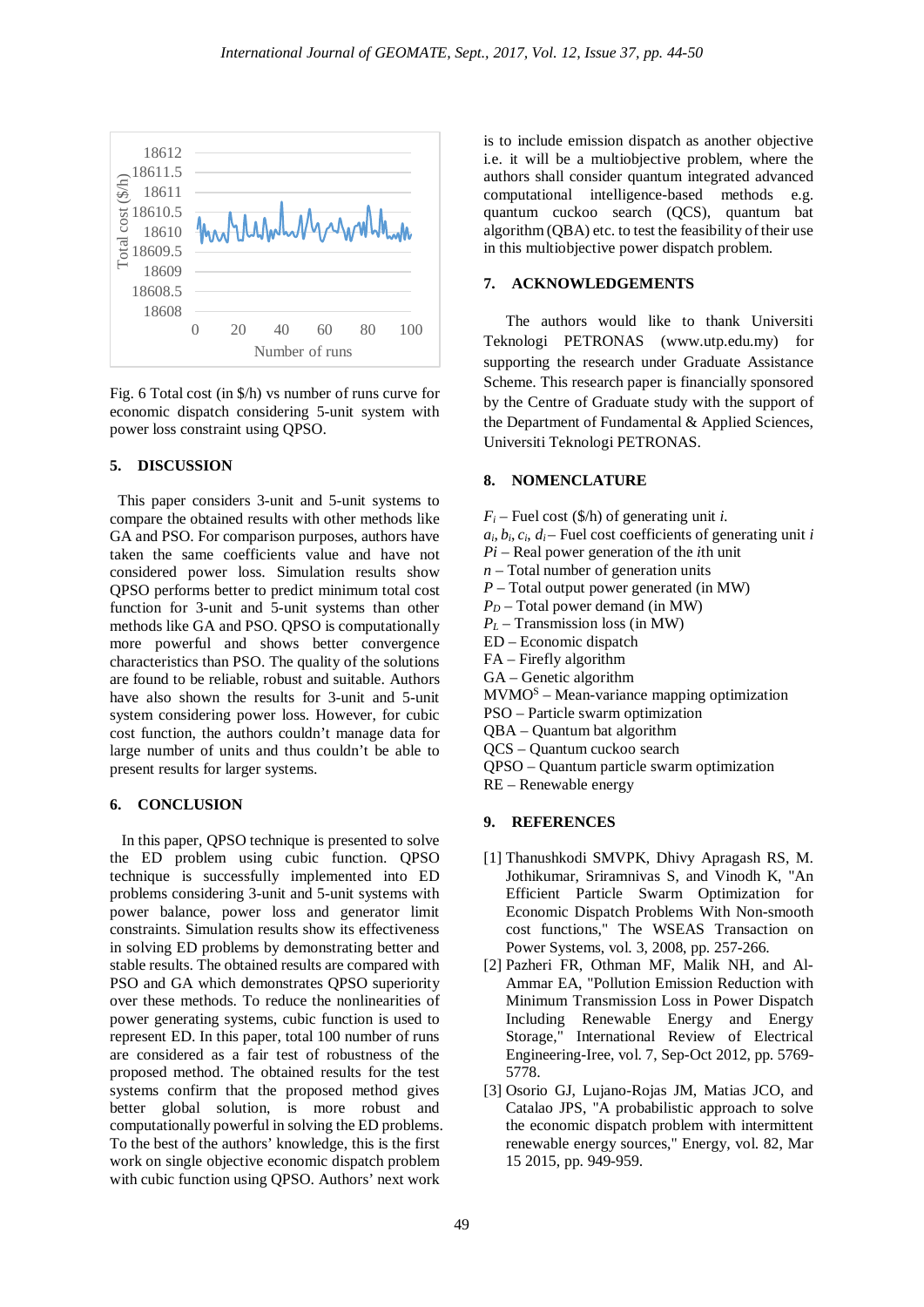Fig. 6 Total cost (in \$/h) vs number of runs curve for economic dispatch considering 5-unit system with power loss constraint using QPSO.

## 5. DISCUSSION

This paper considers 3-unit and 5-unit systems to compare the obtained results with other methods like GA and PSO. For comparison purposes, authors have taken the same coefficients value and have not considered power loss. Simulation results show QPSO performs better to predict minimum total cost function for 3-unit and 5-unit systems than other methods like GA and PSO. QPSO is computationally more powerful and shows better convergence characteristics than PSO. The quality of the solutions are found to be reliable, robust and suitable. Authors have also shown the results for 3-unit and 5-unit system considering power loss. However, for cubic cost function, the authors couldn't manage data for large number of units and thus couldn't be able to present results for larger systems.

## 6. CONCLUSION

In this paper, QPSO technique is presented to solve the ED problem using cubic function. QPSO technique is successfully implemented into ED problems considering 3-unit and 5-unit systems with power balance, power loss and generator limit constraints. Simulation results show its effectiveness in solving ED problems by demonstrating better and stable results. The obtained results are compared with PSO and GA which demonstrates QPSO superiority over these methods. To reduce the nonlinearities of power generating systems, cubic function is used to represent ED. In this paper, total 100 number of runs are considered as a fair test of robustness of the proposed method. The obtained results for the test systems confirm that the proposed method gives better global solution, is more robust and computationally powerful in solving the ED problems. To the best of the authors' knowledge, this is the first work on single objective economic dispatch problem with cubic function using QPSO. Authors' next work is to include emission dispatch as another objective i.e. it will be a multiobjective problem, where the authors shall consider quantum integrated advanced computational intelligence-based methods e.g. quantum cuckoo search (QCS), quantum bat algorithm (QBA) etc. to test the feasibility of their use in this multiobjective power dispatch problem.

## 7. ACKNOWLEDGEMENTS

The authors would like to thank Universiti Teknologi PETRONAS (www.utp.edu.my) for supporting the research under Graduate Assistance Scheme. This research paper is financially sponsored by the Centre of Graduate study with the support of the Department of Fundamental & Applied Sciences, Universiti Teknologi PETRONAS.

## 8. NOMENCLATURE

$F_i$ – Fuel cost (\$/h) of generating unit *i.*
$a_i, b_i, c_i, d_i$ – Fuel cost coefficients of generating unit *i*
$Pi$ – Real power generation of the *i*th unit
$n$ – Total number of generation units
$P$ – Total output power generated (in MW)
$P_D$ – Total power demand (in MW)
$P_L$ – Transmission loss (in MW)
ED – Economic dispatch
FA – Firefly algorithm
GA – Genetic algorithm
$MVMO^S$ – Mean-variance mapping optimization
PSO – Particle swarm optimization
QBA – Quantum bat algorithm
QCS – Quantum cuckoo search
QPSO – Quantum particle swarm optimization
RE – Renewable energy

## 9. REFERENCES

[1] Thanushkodi SMVPK, Dhivy Apragash RS, M. Jothikumar, Sriramnivas S, and Vinodh K, "An Efficient Particle Swarm Optimization for Economic Dispatch Problems With Non-smooth cost functions," The WSEAS Transaction on Power Systems, vol. 3, 2008, pp. 257-266.

[2] Pazheri FR, Othman MF, Malik NH, and Al-Ammar EA, "Pollution Emission Reduction with Minimum Transmission Loss in Power Dispatch Including Renewable Energy and Energy Storage," International Review of Electrical Engineering-Iree, vol. 7, Sep-Oct 2012, pp. 5769-5778.

[3] Osorio GJ, Lujano-Rojas JM, Matias JCO, and Catalao JPS, "A probabilistic approach to solve the economic dispatch problem with intermittent renewable energy sources," Energy, vol. 82, Mar 15 2015, pp. 949-959.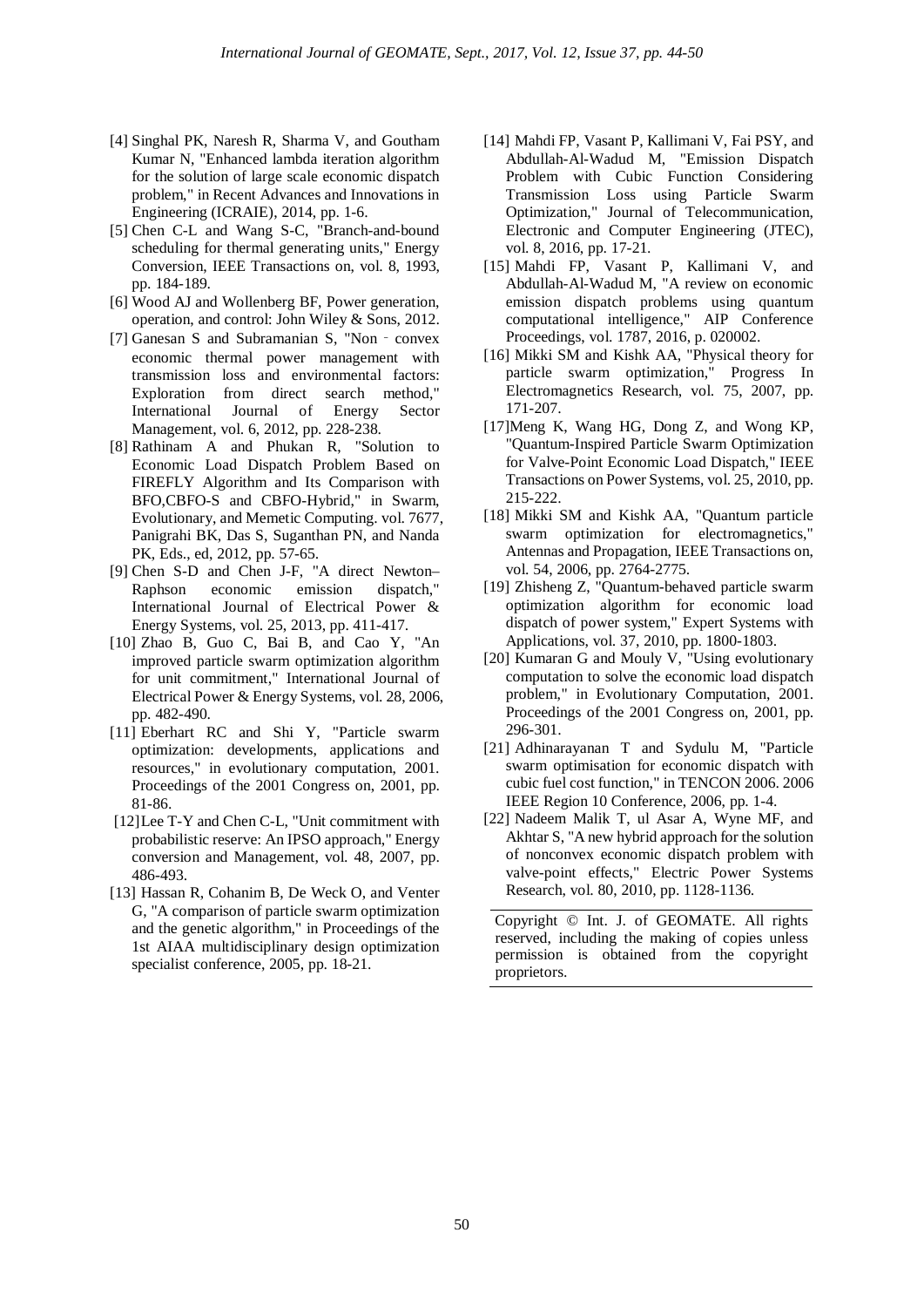[4] Singhal PK, Naresh R, Sharma V, and Goutham Kumar N, "Enhanced lambda iteration algorithm for the solution of large scale economic dispatch problem," in Recent Advances and Innovations in Engineering (ICRAIE), 2014, pp. 1-6.

[5] Chen C-L and Wang S-C, "Branch-and-bound scheduling for thermal generating units," Energy Conversion, IEEE Transactions on, vol. 8, 1993, pp. 184-189.

[6] Wood AJ and Wollenberg BF, Power generation, operation, and control: John Wiley & Sons, 2012.

[7] Ganesan S and Subramanian S, "Non‐convex economic thermal power management with transmission loss and environmental factors: Exploration from direct search method," International Journal of Energy Sector Management, vol. 6, 2012, pp. 228-238.

[8] Rathinam A and Phukan R, "Solution to Economic Load Dispatch Problem Based on FIREFLY Algorithm and Its Comparison with BFO,CBFO-S and CBFO-Hybrid," in Swarm, Evolutionary, and Memetic Computing. vol. 7677, Panigrahi BK, Das S, Suganthan PN, and Nanda PK, Eds., ed, 2012, pp. 57-65.

[9] Chen S-D and Chen J-F, "A direct Newton–Raphson economic emission dispatch," International Journal of Electrical Power & Energy Systems, vol. 25, 2013, pp. 411-417.

[10] Zhao B, Guo C, Bai B, and Cao Y, "An improved particle swarm optimization algorithm for unit commitment," International Journal of Electrical Power & Energy Systems, vol. 28, 2006, pp. 482-490.

[11] Eberhart RC and Shi Y, "Particle swarm optimization: developments, applications and resources," in evolutionary computation, 2001. Proceedings of the 2001 Congress on, 2001, pp. 81-86.

[12] Lee T-Y and Chen C-L, "Unit commitment with probabilistic reserve: An IPSO approach," Energy conversion and Management, vol. 48, 2007, pp. 486-493.

[13] Hassan R, Cohanim B, De Weck O, and Venter G, "A comparison of particle swarm optimization and the genetic algorithm," in Proceedings of the 1st AIAA multidisciplinary design optimization specialist conference, 2005, pp. 18-21.

[14] Mahdi FP, Vasant P, Kallimani V, Fai PSY, and Abdullah-Al-Wadud M, "Emission Dispatch Problem with Cubic Function Considering Transmission Loss using Particle Swarm Optimization," Journal of Telecommunication, Electronic and Computer Engineering (JTEC), vol. 8, 2016, pp. 17-21.

[15] Mahdi FP, Vasant P, Kallimani V, and Abdullah-Al-Wadud M, "A review on economic emission dispatch problems using quantum computational intelligence," AIP Conference Proceedings, vol. 1787, 2016, p. 020002.

[16] Mikki SM and Kishk AA, "Physical theory for particle swarm optimization," Progress In Electromagnetics Research, vol. 75, 2007, pp. 171-207.

[17] Meng K, Wang HG, Dong Z, and Wong KP, "Quantum-Inspired Particle Swarm Optimization for Valve-Point Economic Load Dispatch," IEEE Transactions on Power Systems, vol. 25, 2010, pp. 215-222.

[18] Mikki SM and Kishk AA, "Quantum particle swarm optimization for electromagnetics," Antennas and Propagation, IEEE Transactions on, vol. 54, 2006, pp. 2764-2775.

[19] Zhisheng Z, "Quantum-behaved particle swarm optimization algorithm for economic load dispatch of power system," Expert Systems with Applications, vol. 37, 2010, pp. 1800-1803.

[20] Kumaran G and Mouly V, "Using evolutionary computation to solve the economic load dispatch problem," in Evolutionary Computation, 2001. Proceedings of the 2001 Congress on, 2001, pp. 296-301.

[21] Adhinarayanan T and Sydulu M, "Particle swarm optimisation for economic dispatch with cubic fuel cost function," in TENCON 2006. 2006 IEEE Region 10 Conference, 2006, pp. 1-4.

[22] Nadeem Malik T, ul Asar A, Wyne MF, and Akhtar S, "A new hybrid approach for the solution of nonconvex economic dispatch problem with valve-point effects," Electric Power Systems Research, vol. 80, 2010, pp. 1128-1136.

Copyright © Int. J. of GEOMATE. All rights reserved, including the making of copies unless permission is obtained from the copyright proprietors.